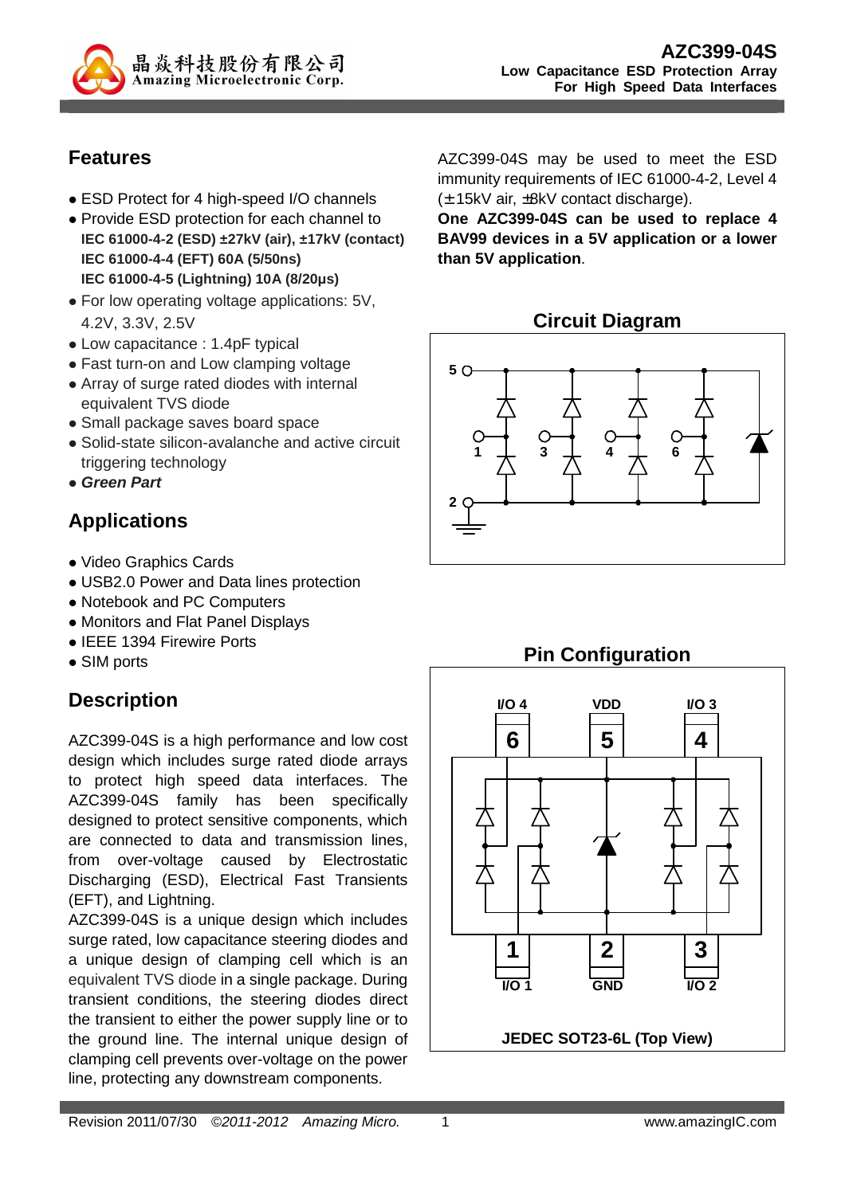# AZC399-04S

**Low Capacitance ESD Protection Array For High Speed Data Interfaces**

## Features

- ESD Protect for 4 high-speed I/O channels
- Provide ESD protection for each channel to
  **IEC 61000-4-2 (ESD) ±27kV (air), ±17kV (contact)**
  **IEC 61000-4-4 (EFT) 60A (5/50ns)**
  **IEC 61000-4-5 (Lightning) 10A (8/20μs)**
- For low operating voltage applications: 5V, 4.2V, 3.3V, 2.5V
- Low capacitance : 1.4pF typical
- Fast turn-on and Low clamping voltage
- Array of surge rated diodes with internal equivalent TVS diode
- Small package saves board space
- Solid-state silicon-avalanche and active circuit triggering technology
- ***Green Part***

## Applications

- Video Graphics Cards
- USB2.0 Power and Data lines protection
- Notebook and PC Computers
- Monitors and Flat Panel Displays
- IEEE 1394 Firewire Ports
- SIM ports

## Description

AZC399-04S is a high performance and low cost design which includes surge rated diode arrays to protect high speed data interfaces. The AZC399-04S family has been specifically designed to protect sensitive components, which are connected to data and transmission lines, from over-voltage caused by Electrostatic Discharging (ESD), Electrical Fast Transients (EFT), and Lightning.

AZC399-04S is a unique design which includes surge rated, low capacitance steering diodes and a unique design of clamping cell which is an equivalent TVS diode in a single package. During transient conditions, the steering diodes direct the transient to either the power supply line or to the ground line. The internal unique design of clamping cell prevents over-voltage on the power line, protecting any downstream components.

AZC399-04S may be used to meet the ESD immunity requirements of IEC 61000-4-2, Level 4 (±15kV air, ±8kV contact discharge).

**One AZC399-04S can be used to replace 4 BAV99 devices in a 5V application or a lower than 5V application**.

## Circuit Diagram

## Pin Configuration

JEDEC SOT23-6L (Top View)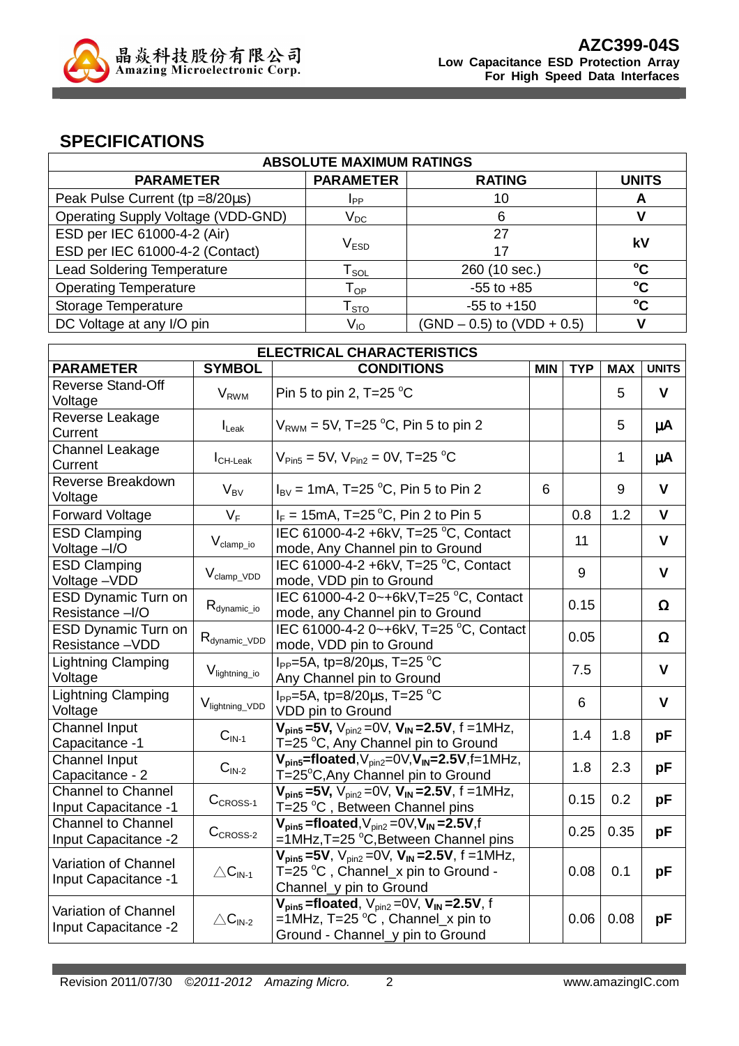## SPECIFICATIONS

| ABSOLUTE MAXIMUM RATINGS | | | |
|---|---|---|---|
| **PARAMETER** | **PARAMETER** | **RATING** | **UNITS** |
| Peak Pulse Current (tp =8/20μs) | $I_{PP}$ | 10 | **A** |
| Operating Supply Voltage (VDD-GND) | $V_{DC}$ | 6 | **V** |
| ESD per IEC 61000-4-2 (Air)<br>ESD per IEC 61000-4-2 (Contact) | $V_{ESD}$ | 27<br>17 | **kV** |
| Lead Soldering Temperature | $T_{SOL}$ | 260 (10 sec.) | **°C** |
| Operating Temperature | $T_{OP}$ | -55 to +85 | **°C** |
| Storage Temperature | $T_{STO}$ | -55 to +150 | **°C** |
| DC Voltage at any I/O pin | $V_{IO}$ | (GND – 0.5) to (VDD + 0.5) | **V** |

| ELECTRICAL CHARACTERISTICS | | | | | | |
|---|---|---|---|---|---|---|
| **PARAMETER** | **SYMBOL** | **CONDITIONS** | **MIN** | **TYP** | **MAX** | **UNITS** |
| Reverse Stand-Off Voltage | $V_{RWM}$ | Pin 5 to pin 2, T=25 °C | | | 5 | **V** |
| Reverse Leakage Current | $I_{Leak}$ | $V_{RWM}$ = 5V, T=25 °C, Pin 5 to pin 2 | | | 5 | **μA** |
| Channel Leakage Current | $I_{CH\text{-}Leak}$ | $V_{Pin5}$ = 5V, $V_{Pin2}$ = 0V, T=25 °C | | | 1 | **μA** |
| Reverse Breakdown Voltage | $V_{BV}$ | $I_{BV}$ = 1mA, T=25 °C, Pin 5 to Pin 2 | 6 | | 9 | **V** |
| Forward Voltage | $V_F$ | $I_F$ = 15mA, T=25 °C, Pin 2 to Pin 5 | | 0.8 | 1.2 | **V** |
| ESD Clamping Voltage –I/O | $V_{clamp\_io}$ | IEC 61000-4-2 +6kV, T=25 °C, Contact mode, Any Channel pin to Ground | | 11 | | **V** |
| ESD Clamping Voltage –VDD | $V_{clamp\_VDD}$ | IEC 61000-4-2 +6kV, T=25 °C, Contact mode, VDD pin to Ground | | 9 | | **V** |
| ESD Dynamic Turn on Resistance –I/O | $R_{dynamic\_io}$ | IEC 61000-4-2 0~+6kV, T=25 °C, Contact mode, any Channel pin to Ground | | 0.15 | | **Ω** |
| ESD Dynamic Turn on Resistance –VDD | $R_{dynamic\_VDD}$ | IEC 61000-4-2 0~+6kV, T=25 °C, Contact mode, VDD pin to Ground | | 0.05 | | **Ω** |
| Lightning Clamping Voltage | $V_{lightning\_io}$ | $I_{PP}$=5A, tp=8/20μs, T=25 °C<br>Any Channel pin to Ground | | 7.5 | | **V** |
| Lightning Clamping Voltage | $V_{lightning\_VDD}$ | $I_{PP}$=5A, tp=8/20μs, T=25 °C<br>VDD pin to Ground | | 6 | | **V** |
| Channel Input Capacitance -1 | $C_{IN\text{-}1}$ | **$V_{pin5}$ =5V,** $V_{pin2}$ =0V, **$V_{IN}$ =2.5V**, f =1MHz, T=25 °C, Any Channel pin to Ground | | 1.4 | 1.8 | **pF** |
| Channel Input Capacitance - 2 | $C_{IN\text{-}2}$ | **$V_{pin5}$=floated**, $V_{pin2}$=0V, **$V_{IN}$=2.5V**, f=1MHz, T=25°C, Any Channel pin to Ground | | 1.8 | 2.3 | **pF** |
| Channel to Channel Input Capacitance -1 | $C_{CROSS\text{-}1}$ | **$V_{pin5}$ =5V,** $V_{pin2}$ =0V, **$V_{IN}$ =2.5V**, f =1MHz, T=25 °C , Between Channel pins | | 0.15 | 0.2 | **pF** |
| Channel to Channel Input Capacitance -2 | $C_{CROSS\text{-}2}$ | **$V_{pin5}$ =floated**, $V_{pin2}$ =0V, **$V_{IN}$ =2.5V**, f =1MHz, T=25 °C, Between Channel pins | | 0.25 | 0.35 | **pF** |
| Variation of Channel Input Capacitance -1 | $\triangle C_{IN\text{-}1}$ | **$V_{pin5}$ =5V**, $V_{pin2}$ =0V, **$V_{IN}$ =2.5V**, f =1MHz, T=25 °C , Channel_x pin to Ground - Channel_y pin to Ground | | 0.08 | 0.1 | **pF** |
| Variation of Channel Input Capacitance -2 | $\triangle C_{IN\text{-}2}$ | **$V_{pin5}$ =floated**, $V_{pin2}$ =0V, **$V_{IN}$ =2.5V**, f =1MHz, T=25 °C , Channel_x pin to Ground - Channel_y pin to Ground | | 0.06 | 0.08 | **pF** |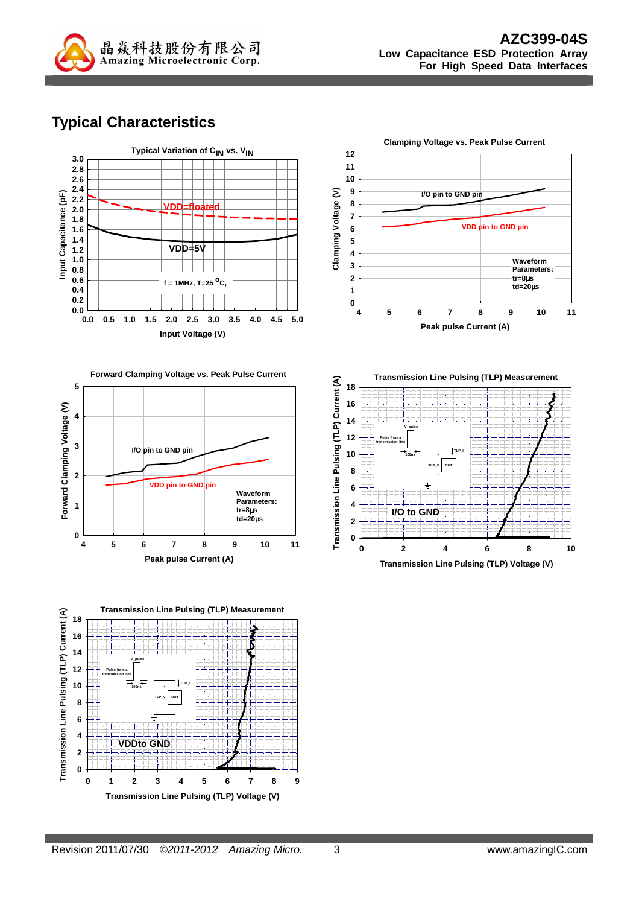## Typical Characteristics

**Typical Variation of $C_{IN}$ vs. $V_{IN}$**

Input Capacitance (pF) vs. Input Voltage (V)

VDD=floated

VDD=5V

f = 1MHz, T=25 °C,

**Clamping Voltage vs. Peak Pulse Current**

Clamping Voltage (V) vs. Peak pulse Current (A)

I/O pin to GND pin

VDD pin to GND pin

Waveform Parameters:
tr=8μs
td=20μs

**Forward Clamping Voltage vs. Peak Pulse Current**

Forward Clamping Voltage (V) vs. Peak pulse Current (A)

I/O pin to GND pin

VDD pin to GND pin

Waveform Parameters:
tr=8μs
td=20μs

**Transmission Line Pulsing (TLP) Measurement**

Transmission Line Pulsing (TLP) Current (A) vs. Transmission Line Pulsing (TLP) Voltage (V)

I/O to GND

**Transmission Line Pulsing (TLP) Measurement**

Transmission Line Pulsing (TLP) Current (A) vs. Transmission Line Pulsing (TLP) Voltage (V)

VDDto GND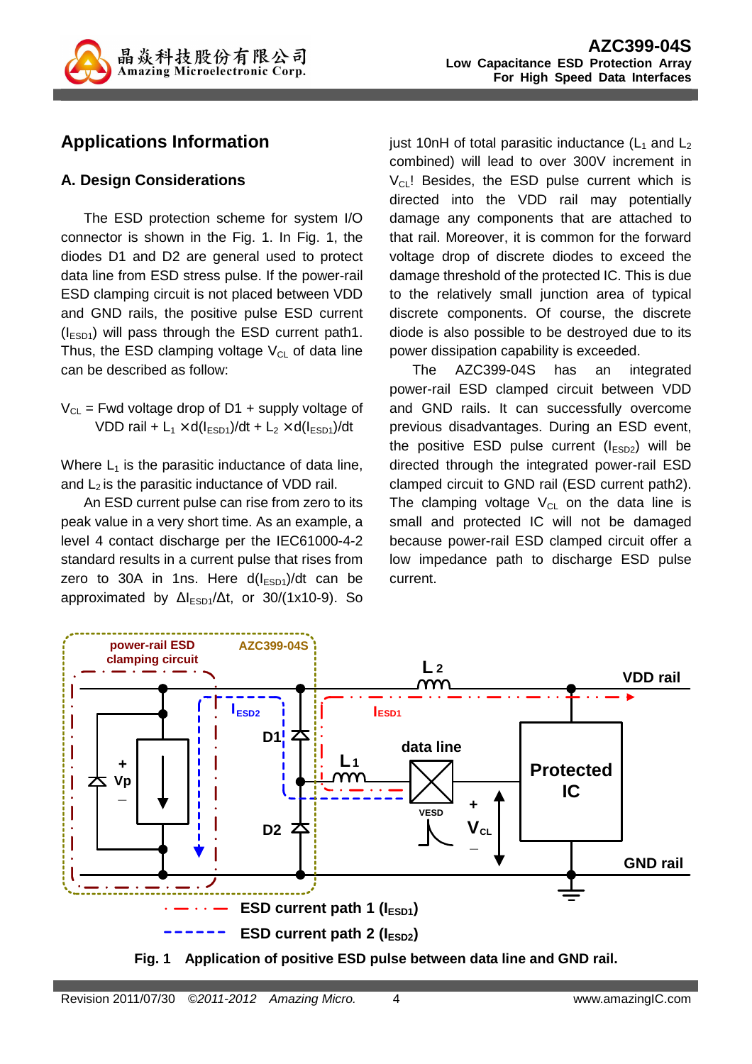## Applications Information

### A. Design Considerations

The ESD protection scheme for system I/O connector is shown in the Fig. 1. In Fig. 1, the diodes D1 and D2 are general used to protect data line from ESD stress pulse. If the power-rail ESD clamping circuit is not placed between VDD and GND rails, the positive pulse ESD current ($I_{ESD1}$) will pass through the ESD current path1. Thus, the ESD clamping voltage $V_{CL}$ of data line can be described as follow:

$$V_{CL} = \text{Fwd voltage drop of D1} + \text{supply voltage of VDD rail} + L_1 \times d(I_{ESD1})/dt + L_2 \times d(I_{ESD1})/dt$$

Where $L_1$ is the parasitic inductance of data line, and $L_2$ is the parasitic inductance of VDD rail.

An ESD current pulse can rise from zero to its peak value in a very short time. As an example, a level 4 contact discharge per the IEC61000-4-2 standard results in a current pulse that rises from zero to 30A in 1ns. Here $d(I_{ESD1})/dt$ can be approximated by $\Delta I_{ESD1}/\Delta t$, or 30/(1x10-9). So just 10nH of total parasitic inductance ($L_1$ and $L_2$ combined) will lead to over 300V increment in $V_{CL}$! Besides, the ESD pulse current which is directed into the VDD rail may potentially damage any components that are attached to that rail. Moreover, it is common for the forward voltage drop of discrete diodes to exceed the damage threshold of the protected IC. This is due to the relatively small junction area of typical discrete components. Of course, the discrete diode is also possible to be destroyed due to its power dissipation capability is exceeded.

The AZC399-04S has an integrated power-rail ESD clamped circuit between VDD and GND rails. It can successfully overcome previous disadvantages. During an ESD event, the positive ESD pulse current ($I_{ESD2}$) will be directed through the integrated power-rail ESD clamped circuit to GND rail (ESD current path2). The clamping voltage $V_{CL}$ on the data line is small and protected IC will not be damaged because power-rail ESD clamped circuit offer a low impedance path to discharge ESD pulse current.

**Fig. 1 Application of positive ESD pulse between data line and GND rail.**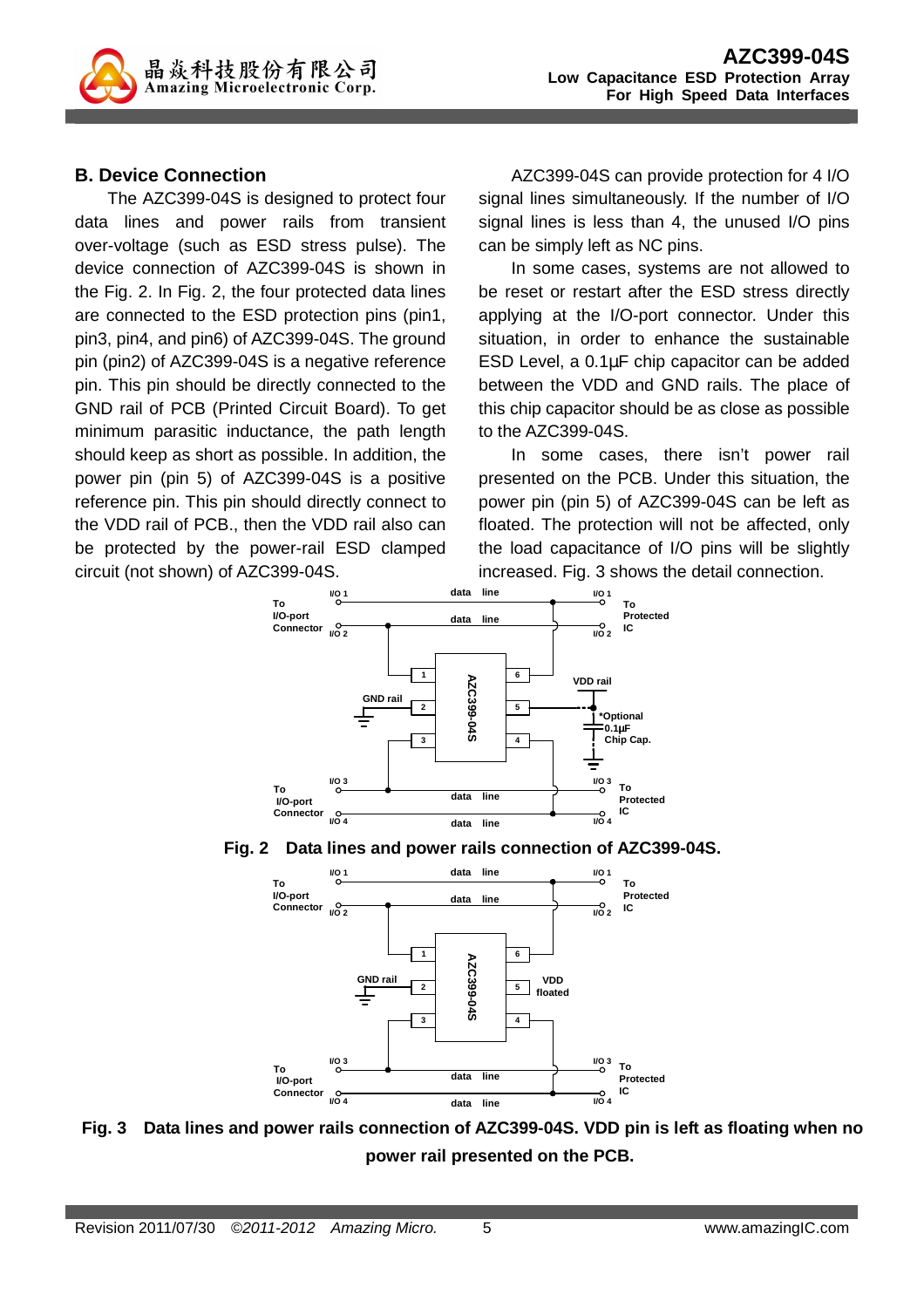## B. Device Connection

The AZC399-04S is designed to protect four data lines and power rails from transient over-voltage (such as ESD stress pulse). The device connection of AZC399-04S is shown in the Fig. 2. In Fig. 2, the four protected data lines are connected to the ESD protection pins (pin1, pin3, pin4, and pin6) of AZC399-04S. The ground pin (pin2) of AZC399-04S is a negative reference pin. This pin should be directly connected to the GND rail of PCB (Printed Circuit Board). To get minimum parasitic inductance, the path length should keep as short as possible. In addition, the power pin (pin 5) of AZC399-04S is a positive reference pin. This pin should directly connect to the VDD rail of PCB., then the VDD rail also can be protected by the power-rail ESD clamped circuit (not shown) of AZC399-04S.

AZC399-04S can provide protection for 4 I/O signal lines simultaneously. If the number of I/O signal lines is less than 4, the unused I/O pins can be simply left as NC pins.

In some cases, systems are not allowed to be reset or restart after the ESD stress directly applying at the I/O-port connector. Under this situation, in order to enhance the sustainable ESD Level, a 0.1μF chip capacitor can be added between the VDD and GND rails. The place of this chip capacitor should be as close as possible to the AZC399-04S.

In some cases, there isn't power rail presented on the PCB. Under this situation, the power pin (pin 5) of AZC399-04S can be left as floated. The protection will not be affected, only the load capacitance of I/O pins will be slightly increased. Fig. 3 shows the detail connection.

**Fig. 2 Data lines and power rails connection of AZC399-04S.**

**Fig. 3 Data lines and power rails connection of AZC399-04S. VDD pin is left as floating when no power rail presented on the PCB.**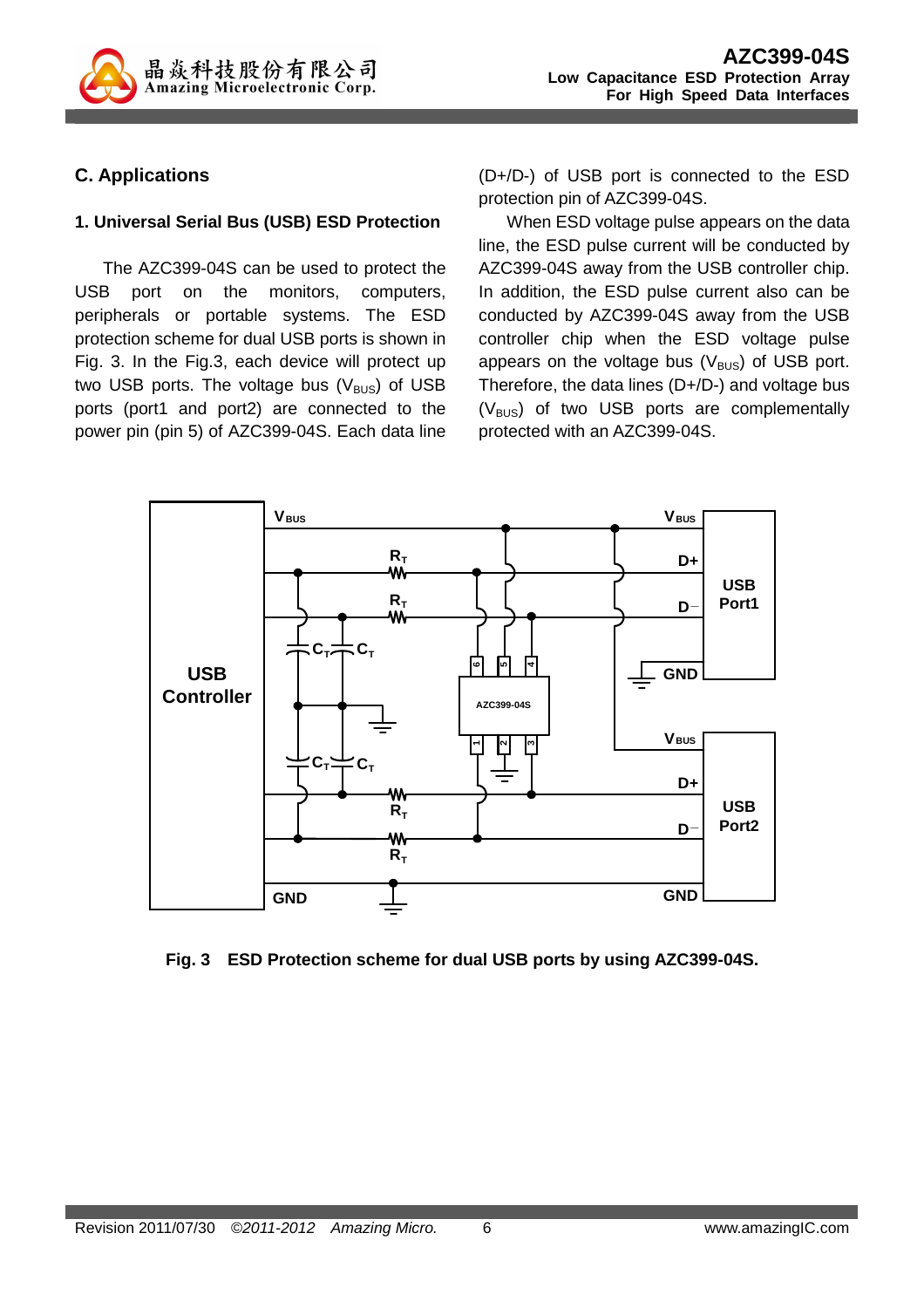## C. Applications

### 1. Universal Serial Bus (USB) ESD Protection

The AZC399-04S can be used to protect the USB port on the monitors, computers, peripherals or portable systems. The ESD protection scheme for dual USB ports is shown in Fig. 3. In the Fig.3, each device will protect up two USB ports. The voltage bus ($V_{BUS}$) of USB ports (port1 and port2) are connected to the power pin (pin 5) of AZC399-04S. Each data line (D+/D-) of USB port is connected to the ESD protection pin of AZC399-04S.

When ESD voltage pulse appears on the data line, the ESD pulse current will be conducted by AZC399-04S away from the USB controller chip. In addition, the ESD pulse current also can be conducted by AZC399-04S away from the USB controller chip when the ESD voltage pulse appears on the voltage bus ($V_{BUS}$) of USB port. Therefore, the data lines (D+/D-) and voltage bus ($V_{BUS}$) of two USB ports are complementally protected with an AZC399-04S.

**Fig. 3 ESD Protection scheme for dual USB ports by using AZC399-04S.**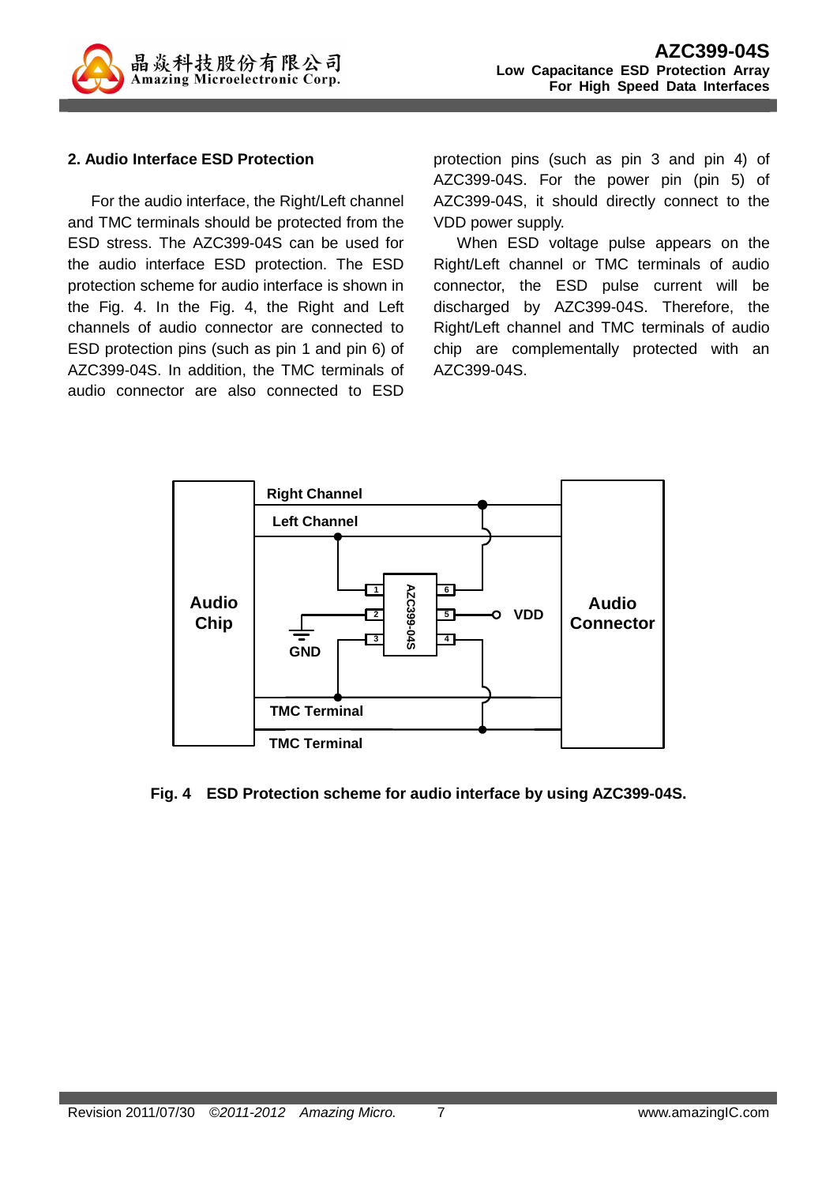## 2. Audio Interface ESD Protection

For the audio interface, the Right/Left channel and TMC terminals should be protected from the ESD stress. The AZC399-04S can be used for the audio interface ESD protection. The ESD protection scheme for audio interface is shown in the Fig. 4. In the Fig. 4, the Right and Left channels of audio connector are connected to ESD protection pins (such as pin 1 and pin 6) of AZC399-04S. In addition, the TMC terminals of audio connector are also connected to ESD protection pins (such as pin 3 and pin 4) of AZC399-04S. For the power pin (pin 5) of AZC399-04S, it should directly connect to the VDD power supply.

When ESD voltage pulse appears on the Right/Left channel or TMC terminals of audio connector, the ESD pulse current will be discharged by AZC399-04S. Therefore, the Right/Left channel and TMC terminals of audio chip are complementally protected with an AZC399-04S.

**Fig. 4 ESD Protection scheme for audio interface by using AZC399-04S.**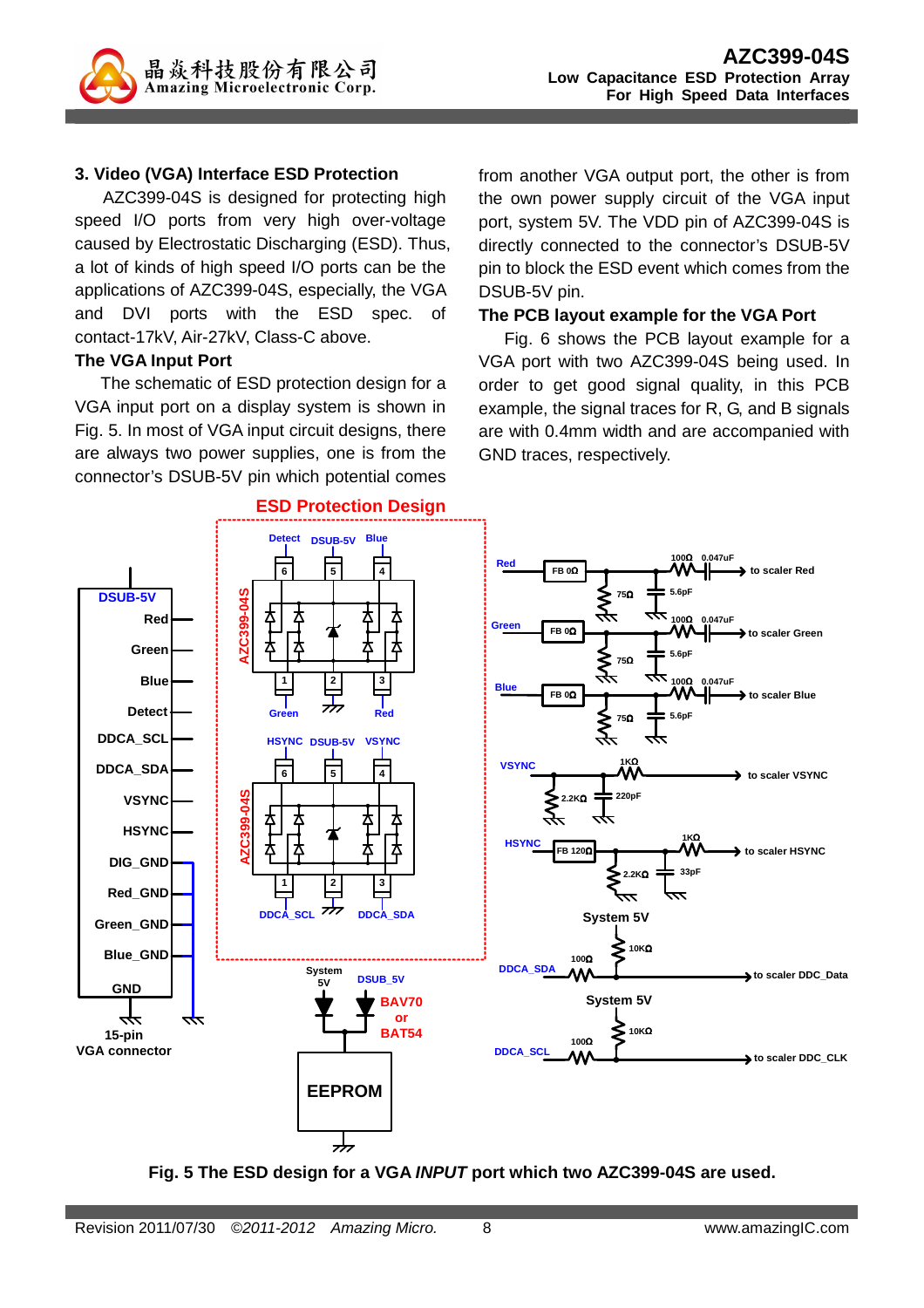## 3. Video (VGA) Interface ESD Protection

AZC399-04S is designed for protecting high speed I/O ports from very high over-voltage caused by Electrostatic Discharging (ESD). Thus, a lot of kinds of high speed I/O ports can be the applications of AZC399-04S, especially, the VGA and DVI ports with the ESD spec. of contact-17kV, Air-27kV, Class-C above.

### The VGA Input Port

The schematic of ESD protection design for a VGA input port on a display system is shown in Fig. 5. In most of VGA input circuit designs, there are always two power supplies, one is from the connector's DSUB-5V pin which potential comes from another VGA output port, the other is from the own power supply circuit of the VGA input port, system 5V. The VDD pin of AZC399-04S is directly connected to the connector's DSUB-5V pin to block the ESD event which comes from the DSUB-5V pin.

### The PCB layout example for the VGA Port

Fig. 6 shows the PCB layout example for a VGA port with two AZC399-04S being used. In order to get good signal quality, in this PCB example, the signal traces for R, G, and B signals are with 0.4mm width and are accompanied with GND traces, respectively.

**Fig. 5 The ESD design for a VGA *INPUT* port which two AZC399-04S are used.**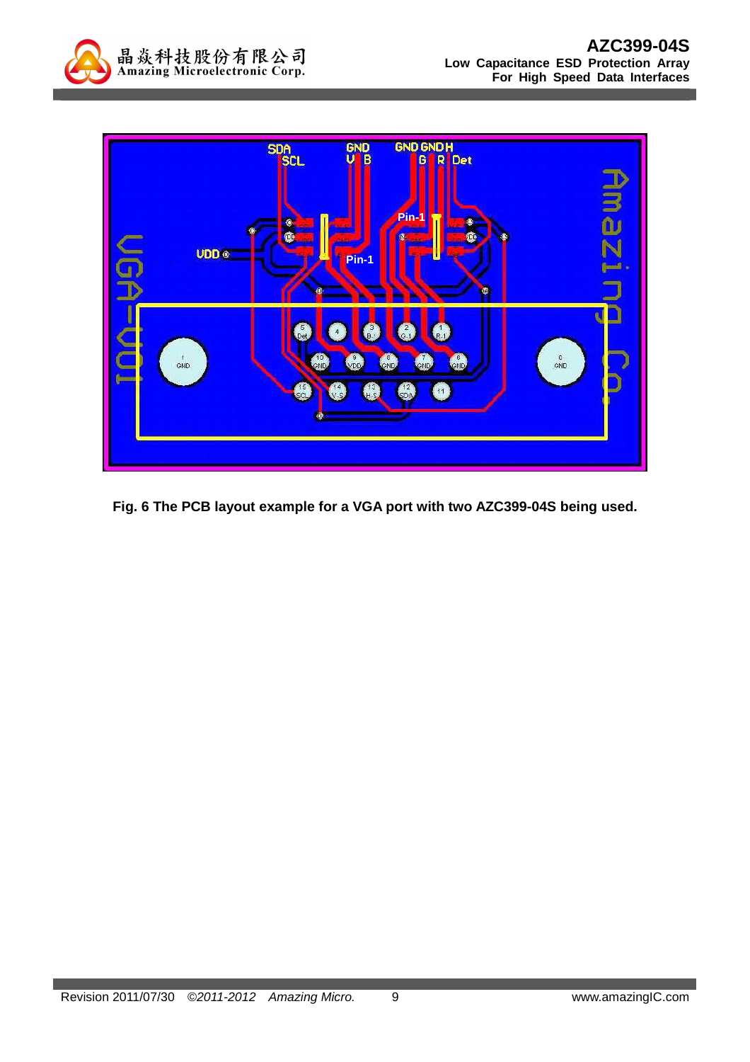Fig. 6 The PCB layout example for a VGA port with two AZC399-04S being used.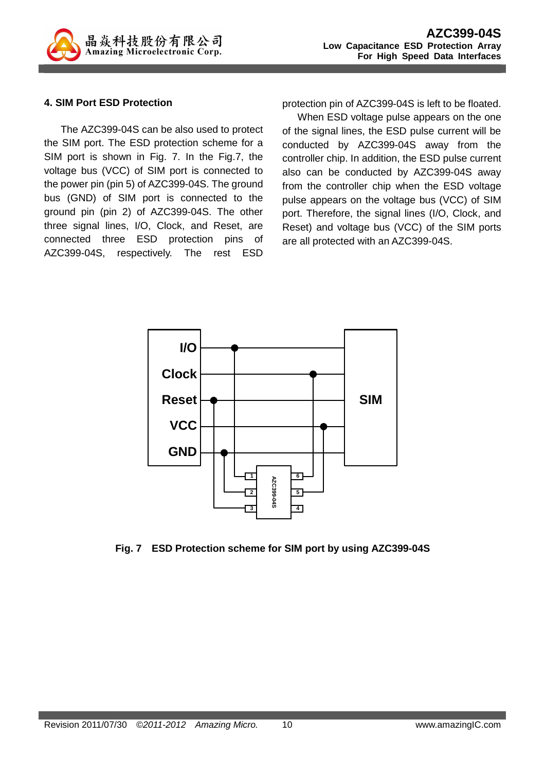### 4. SIM Port ESD Protection

The AZC399-04S can be also used to protect the SIM port. The ESD protection scheme for a SIM port is shown in Fig. 7. In the Fig.7, the voltage bus (VCC) of SIM port is connected to the power pin (pin 5) of AZC399-04S. The ground bus (GND) of SIM port is connected to the ground pin (pin 2) of AZC399-04S. The other three signal lines, I/O, Clock, and Reset, are connected three ESD protection pins of AZC399-04S, respectively. The rest ESD protection pin of AZC399-04S is left to be floated.

When ESD voltage pulse appears on the one of the signal lines, the ESD pulse current will be conducted by AZC399-04S away from the controller chip. In addition, the ESD pulse current also can be conducted by AZC399-04S away from the controller chip when the ESD voltage pulse appears on the voltage bus (VCC) of SIM port. Therefore, the signal lines (I/O, Clock, and Reset) and voltage bus (VCC) of the SIM ports are all protected with an AZC399-04S.

**Fig. 7 ESD Protection scheme for SIM port by using AZC399-04S**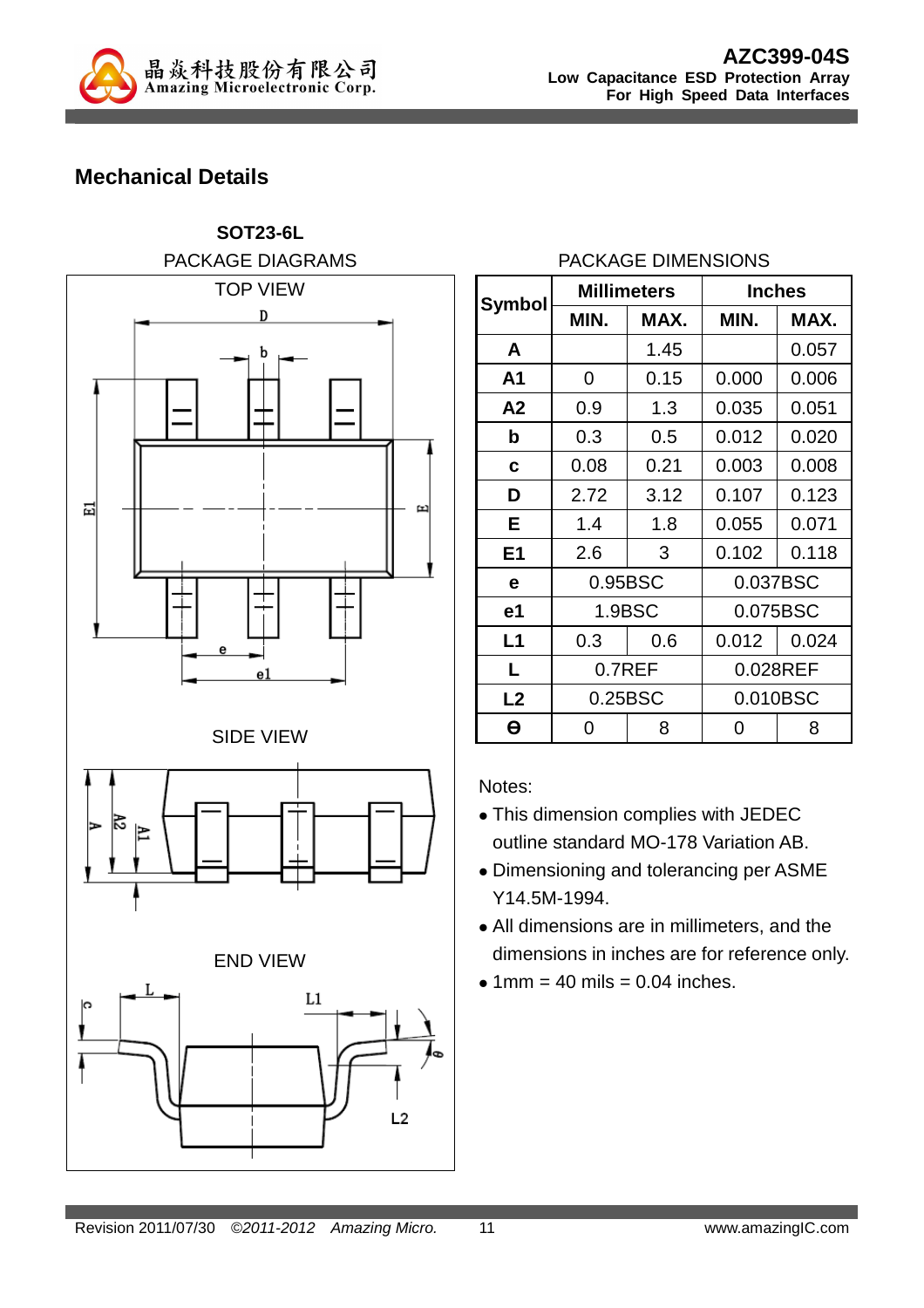## Mechanical Details

**SOT23-6L**

PACKAGE DIAGRAMS

TOP VIEW

SIDE VIEW

END VIEW

PACKAGE DIMENSIONS

| Symbol | Millimeters | | Inches | |
|---|---|---|---|---|
| | MIN. | MAX. | MIN. | MAX. |
| A | | 1.45 | | 0.057 |
| A1 | 0 | 0.15 | 0.000 | 0.006 |
| A2 | 0.9 | 1.3 | 0.035 | 0.051 |
| b | 0.3 | 0.5 | 0.012 | 0.020 |
| c | 0.08 | 0.21 | 0.003 | 0.008 |
| D | 2.72 | 3.12 | 0.107 | 0.123 |
| E | 1.4 | 1.8 | 0.055 | 0.071 |
| E1 | 2.6 | 3 | 0.102 | 0.118 |
| e | 0.95BSC | | 0.037BSC | |
| e1 | 1.9BSC | | 0.075BSC | |
| L1 | 0.3 | 0.6 | 0.012 | 0.024 |
| L | 0.7REF | | 0.028REF | |
| L2 | 0.25BSC | | 0.010BSC | |
| θ | 0 | 8 | 0 | 8 |

Notes:

- This dimension complies with JEDEC outline standard MO-178 Variation AB.
- Dimensioning and tolerancing per ASME Y14.5M-1994.
- All dimensions are in millimeters, and the dimensions in inches are for reference only.
- 1mm = 40 mils = 0.04 inches.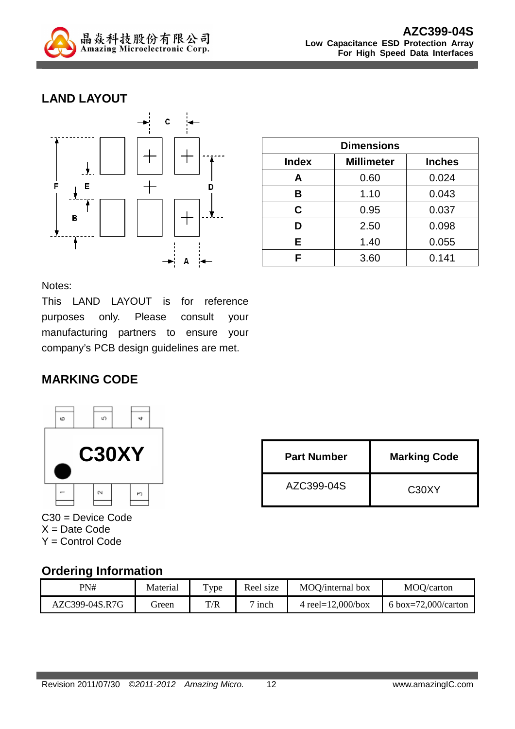## LAND LAYOUT

| Dimensions | | |
|---|---|---|
| Index | Millimeter | Inches |
| A | 0.60 | 0.024 |
| B | 1.10 | 0.043 |
| C | 0.95 | 0.037 |
| D | 2.50 | 0.098 |
| E | 1.40 | 0.055 |
| F | 3.60 | 0.141 |

Notes:
This LAND LAYOUT is for reference purposes only. Please consult your manufacturing partners to ensure your company's PCB design guidelines are met.

## MARKING CODE

| Part Number | Marking Code |
|---|---|
| AZC399-04S | C30XY |

C30 = Device Code
X = Date Code
Y = Control Code

## Ordering Information

| PN# | Material | Type | Reel size | MOQ/internal box | MOQ/carton |
|---|---|---|---|---|---|
| AZC399-04S.R7G | Green | T/R | 7 inch | 4 reel=12,000/box | 6 box=72,000/carton |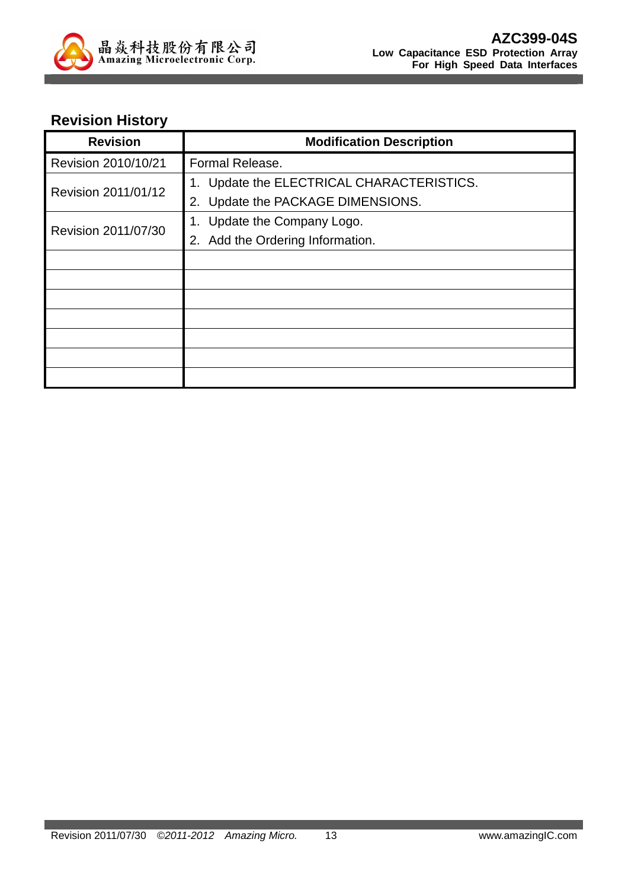## Revision History

| Revision | Modification Description |
|---|---|
| Revision 2010/10/21 | Formal Release. |
| Revision 2011/01/12 | 1. Update the ELECTRICAL CHARACTERISTICS.<br>2. Update the PACKAGE DIMENSIONS. |
| Revision 2011/07/30 | 1. Update the Company Logo.<br>2. Add the Ordering Information. |
| | |
| | |
| | |
| | |
| | |
| | |
| | |